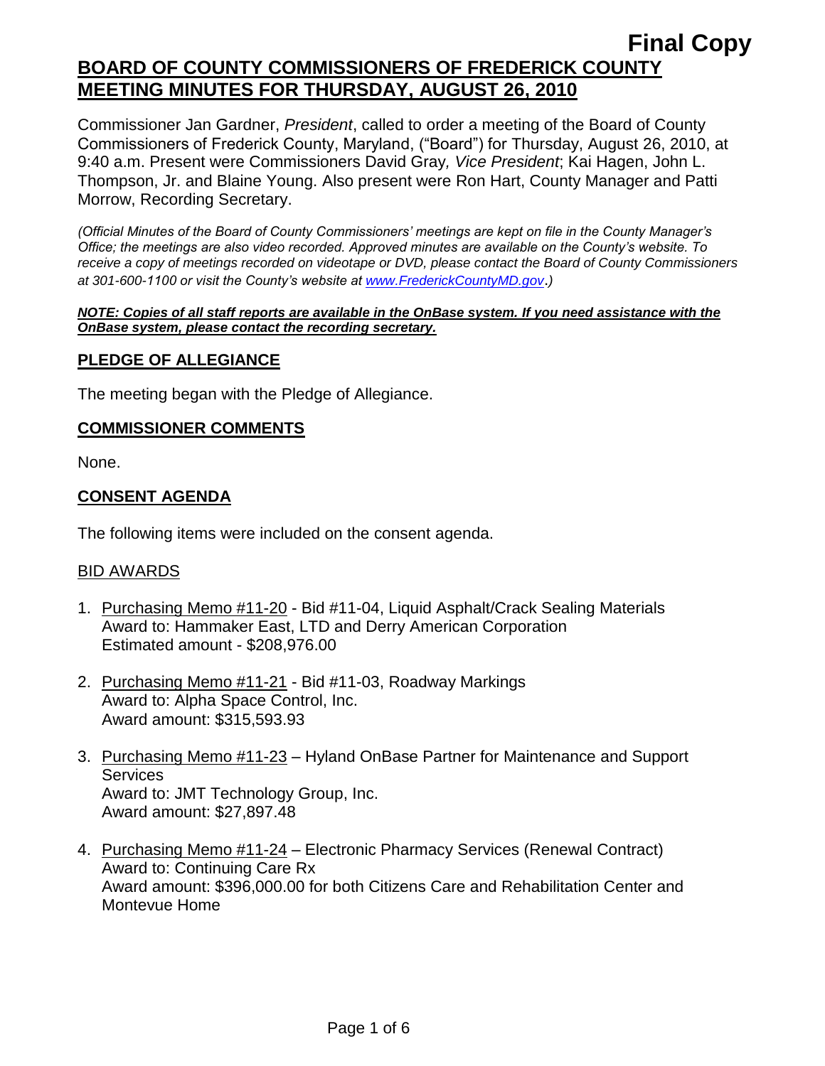**Final Copy**

# BOARD OF COUNTY COMMISSIONERS OF FREDERICK COUNTY MEETING MINUTES FOR THURSDAY, AUGUST 26, 2010

Commissioner Jan Gardner, *President*, called to order a meeting of the Board of County Commissioners of Frederick County, Maryland, ("Board") for Thursday, August 26, 2010, at 9:40 a.m. Present were Commissioners David Gray*, Vice President*; Kai Hagen, John L. Thompson, Jr. and Blaine Young. Also present were Ron Hart, County Manager and Patti Morrow, Recording Secretary.

*(Official Minutes of the Board of County Commissioners' meetings are kept on file in the County Manager's Office; the meetings are also video recorded. Approved minutes are available on the County's website. To receive a copy of meetings recorded on videotape or DVD, please contact the Board of County Commissioners at 301-600-1100 or visit the County's website at www.FrederickCountyMD.gov.)*

***NOTE: Copies of all staff reports are available in the OnBase system. If you need assistance with the OnBase system, please contact the recording secretary.***

## PLEDGE OF ALLEGIANCE

The meeting began with the Pledge of Allegiance.

## COMMISSIONER COMMENTS

None.

## CONSENT AGENDA

The following items were included on the consent agenda.

### BID AWARDS

1. Purchasing Memo #11-20 - Bid #11-04, Liquid Asphalt/Crack Sealing Materials
   Award to: Hammaker East, LTD and Derry American Corporation
   Estimated amount - $208,976.00

2. Purchasing Memo #11-21 - Bid #11-03, Roadway Markings
   Award to: Alpha Space Control, Inc.
   Award amount: $315,593.93

3. Purchasing Memo #11-23 – Hyland OnBase Partner for Maintenance and Support Services
   Award to: JMT Technology Group, Inc.
   Award amount: $27,897.48

4. Purchasing Memo #11-24 – Electronic Pharmacy Services (Renewal Contract)
   Award to: Continuing Care Rx
   Award amount: $396,000.00 for both Citizens Care and Rehabilitation Center and Montevue Home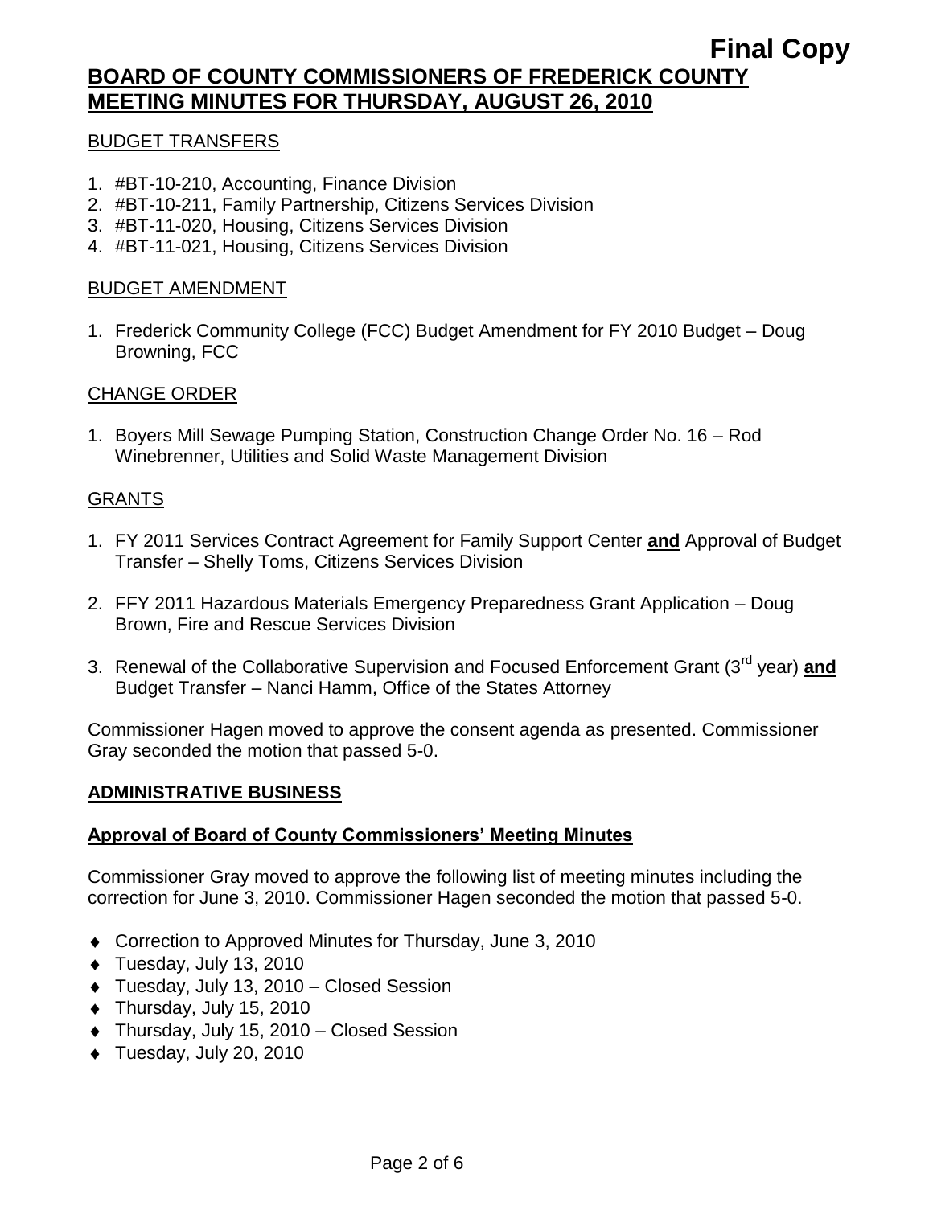BUDGET TRANSFERS

1. #BT-10-210, Accounting, Finance Division
2. #BT-10-211, Family Partnership, Citizens Services Division
3. #BT-11-020, Housing, Citizens Services Division
4. #BT-11-021, Housing, Citizens Services Division

BUDGET AMENDMENT

1. Frederick Community College (FCC) Budget Amendment for FY 2010 Budget – Doug Browning, FCC

CHANGE ORDER

1. Boyers Mill Sewage Pumping Station, Construction Change Order No. 16 – Rod Winebrenner, Utilities and Solid Waste Management Division

GRANTS

1. FY 2011 Services Contract Agreement for Family Support Center **and** Approval of Budget Transfer – Shelly Toms, Citizens Services Division

2. FFY 2011 Hazardous Materials Emergency Preparedness Grant Application – Doug Brown, Fire and Rescue Services Division

3. Renewal of the Collaborative Supervision and Focused Enforcement Grant (3rd year) **and** Budget Transfer – Nanci Hamm, Office of the States Attorney

Commissioner Hagen moved to approve the consent agenda as presented. Commissioner Gray seconded the motion that passed 5-0.

## ADMINISTRATIVE BUSINESS

### Approval of Board of County Commissioners' Meeting Minutes

Commissioner Gray moved to approve the following list of meeting minutes including the correction for June 3, 2010. Commissioner Hagen seconded the motion that passed 5-0.

- Correction to Approved Minutes for Thursday, June 3, 2010
- Tuesday, July 13, 2010
- Tuesday, July 13, 2010 – Closed Session
- Thursday, July 15, 2010
- Thursday, July 15, 2010 – Closed Session
- Tuesday, July 20, 2010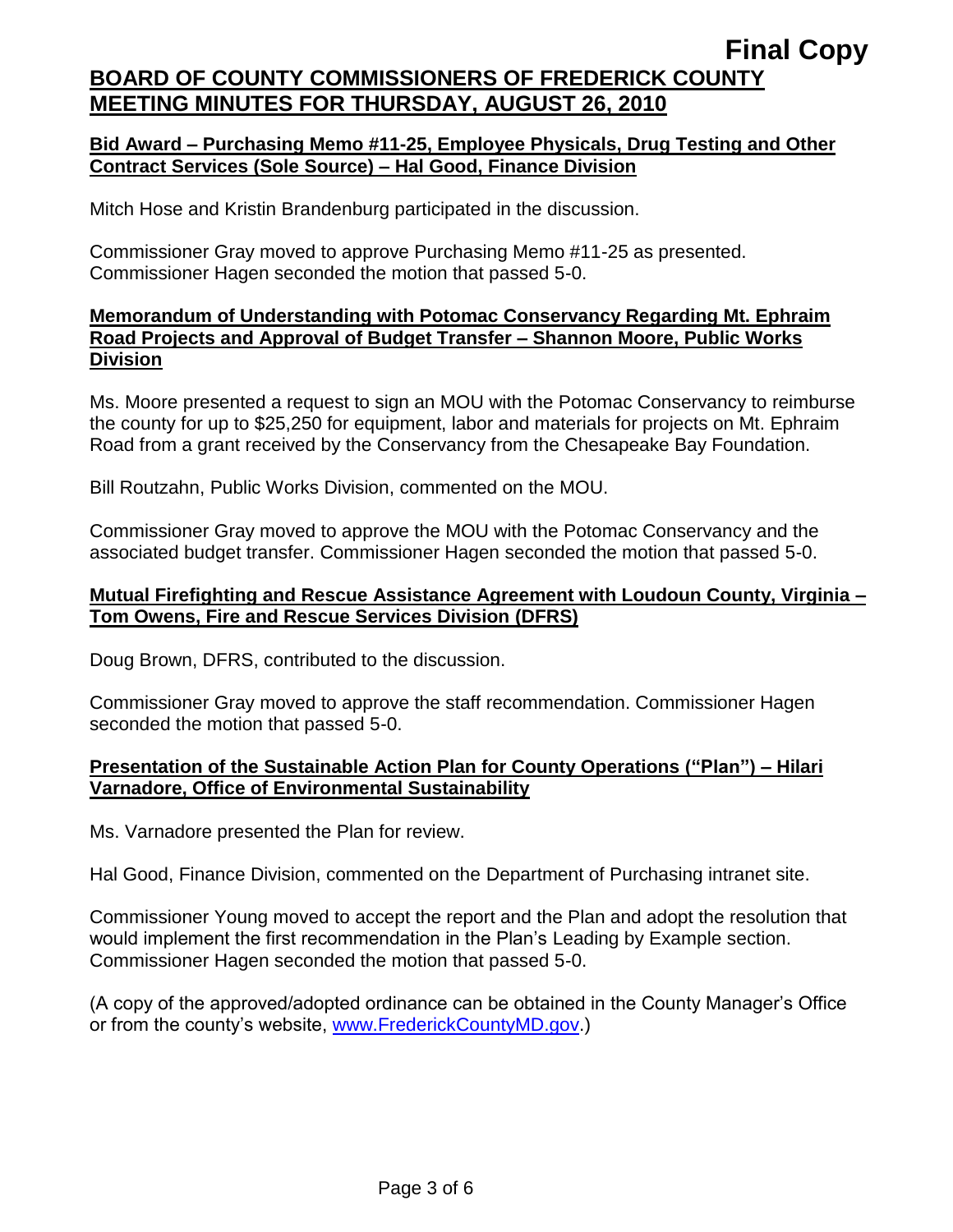**Bid Award – Purchasing Memo #11-25, Employee Physicals, Drug Testing and Other Contract Services (Sole Source) – Hal Good, Finance Division**

Mitch Hose and Kristin Brandenburg participated in the discussion.

Commissioner Gray moved to approve Purchasing Memo #11-25 as presented. Commissioner Hagen seconded the motion that passed 5-0.

**Memorandum of Understanding with Potomac Conservancy Regarding Mt. Ephraim Road Projects and Approval of Budget Transfer – Shannon Moore, Public Works Division**

Ms. Moore presented a request to sign an MOU with the Potomac Conservancy to reimburse the county for up to $25,250 for equipment, labor and materials for projects on Mt. Ephraim Road from a grant received by the Conservancy from the Chesapeake Bay Foundation.

Bill Routzahn, Public Works Division, commented on the MOU.

Commissioner Gray moved to approve the MOU with the Potomac Conservancy and the associated budget transfer. Commissioner Hagen seconded the motion that passed 5-0.

**Mutual Firefighting and Rescue Assistance Agreement with Loudoun County, Virginia – Tom Owens, Fire and Rescue Services Division (DFRS)**

Doug Brown, DFRS, contributed to the discussion.

Commissioner Gray moved to approve the staff recommendation. Commissioner Hagen seconded the motion that passed 5-0.

**Presentation of the Sustainable Action Plan for County Operations ("Plan") – Hilari Varnadore, Office of Environmental Sustainability**

Ms. Varnadore presented the Plan for review.

Hal Good, Finance Division, commented on the Department of Purchasing intranet site.

Commissioner Young moved to accept the report and the Plan and adopt the resolution that would implement the first recommendation in the Plan's Leading by Example section. Commissioner Hagen seconded the motion that passed 5-0.

(A copy of the approved/adopted ordinance can be obtained in the County Manager's Office or from the county's website, www.FrederickCountyMD.gov.)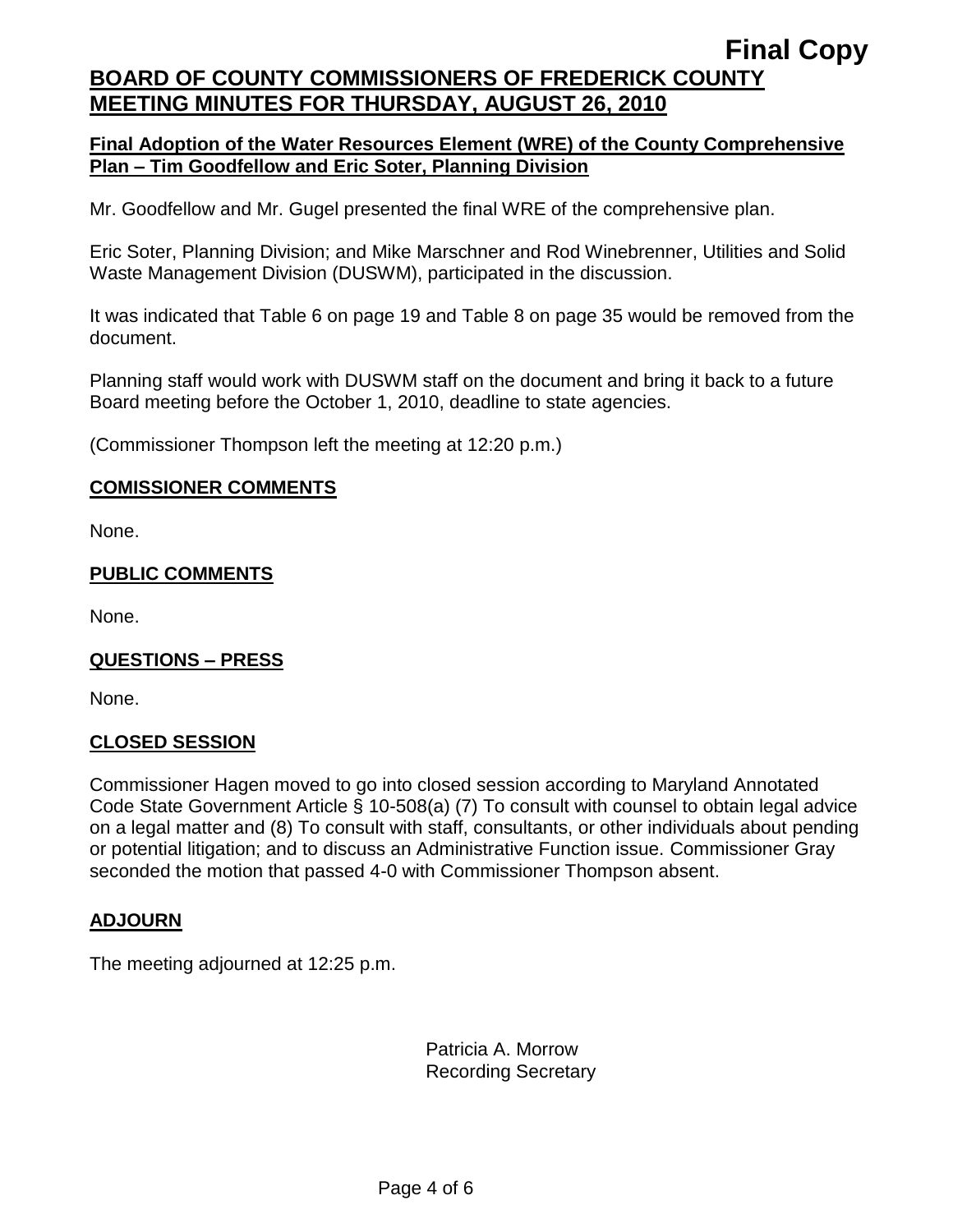**Final Copy**

# BOARD OF COUNTY COMMISSIONERS OF FREDERICK COUNTY MEETING MINUTES FOR THURSDAY, AUGUST 26, 2010

## Final Adoption of the Water Resources Element (WRE) of the County Comprehensive Plan – Tim Goodfellow and Eric Soter, Planning Division

Mr. Goodfellow and Mr. Gugel presented the final WRE of the comprehensive plan.

Eric Soter, Planning Division; and Mike Marschner and Rod Winebrenner, Utilities and Solid Waste Management Division (DUSWM), participated in the discussion.

It was indicated that Table 6 on page 19 and Table 8 on page 35 would be removed from the document.

Planning staff would work with DUSWM staff on the document and bring it back to a future Board meeting before the October 1, 2010, deadline to state agencies.

(Commissioner Thompson left the meeting at 12:20 p.m.)

## COMISSIONER COMMENTS

None.

## PUBLIC COMMENTS

None.

## QUESTIONS – PRESS

None.

## CLOSED SESSION

Commissioner Hagen moved to go into closed session according to Maryland Annotated Code State Government Article § 10-508(a) (7) To consult with counsel to obtain legal advice on a legal matter and (8) To consult with staff, consultants, or other individuals about pending or potential litigation; and to discuss an Administrative Function issue. Commissioner Gray seconded the motion that passed 4-0 with Commissioner Thompson absent.

## ADJOURN

The meeting adjourned at 12:25 p.m.

Patricia A. Morrow
Recording Secretary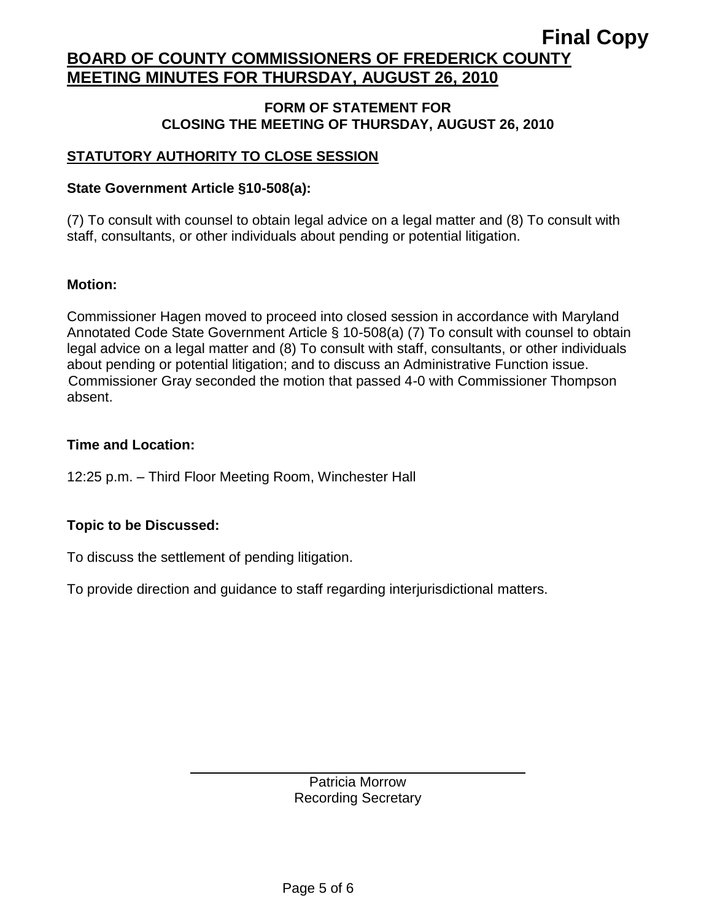**Final Copy**

# BOARD OF COUNTY COMMISSIONERS OF FREDERICK COUNTY MEETING MINUTES FOR THURSDAY, AUGUST 26, 2010

## FORM OF STATEMENT FOR CLOSING THE MEETING OF THURSDAY, AUGUST 26, 2010

### STATUTORY AUTHORITY TO CLOSE SESSION

**State Government Article §10-508(a):**

(7) To consult with counsel to obtain legal advice on a legal matter and (8) To consult with staff, consultants, or other individuals about pending or potential litigation.

**Motion:**

Commissioner Hagen moved to proceed into closed session in accordance with Maryland Annotated Code State Government Article § 10-508(a) (7) To consult with counsel to obtain legal advice on a legal matter and (8) To consult with staff, consultants, or other individuals about pending or potential litigation; and to discuss an Administrative Function issue. Commissioner Gray seconded the motion that passed 4-0 with Commissioner Thompson absent.

**Time and Location:**

12:25 p.m. – Third Floor Meeting Room, Winchester Hall

**Topic to be Discussed:**

To discuss the settlement of pending litigation.

To provide direction and guidance to staff regarding interjurisdictional matters.

Patricia Morrow
Recording Secretary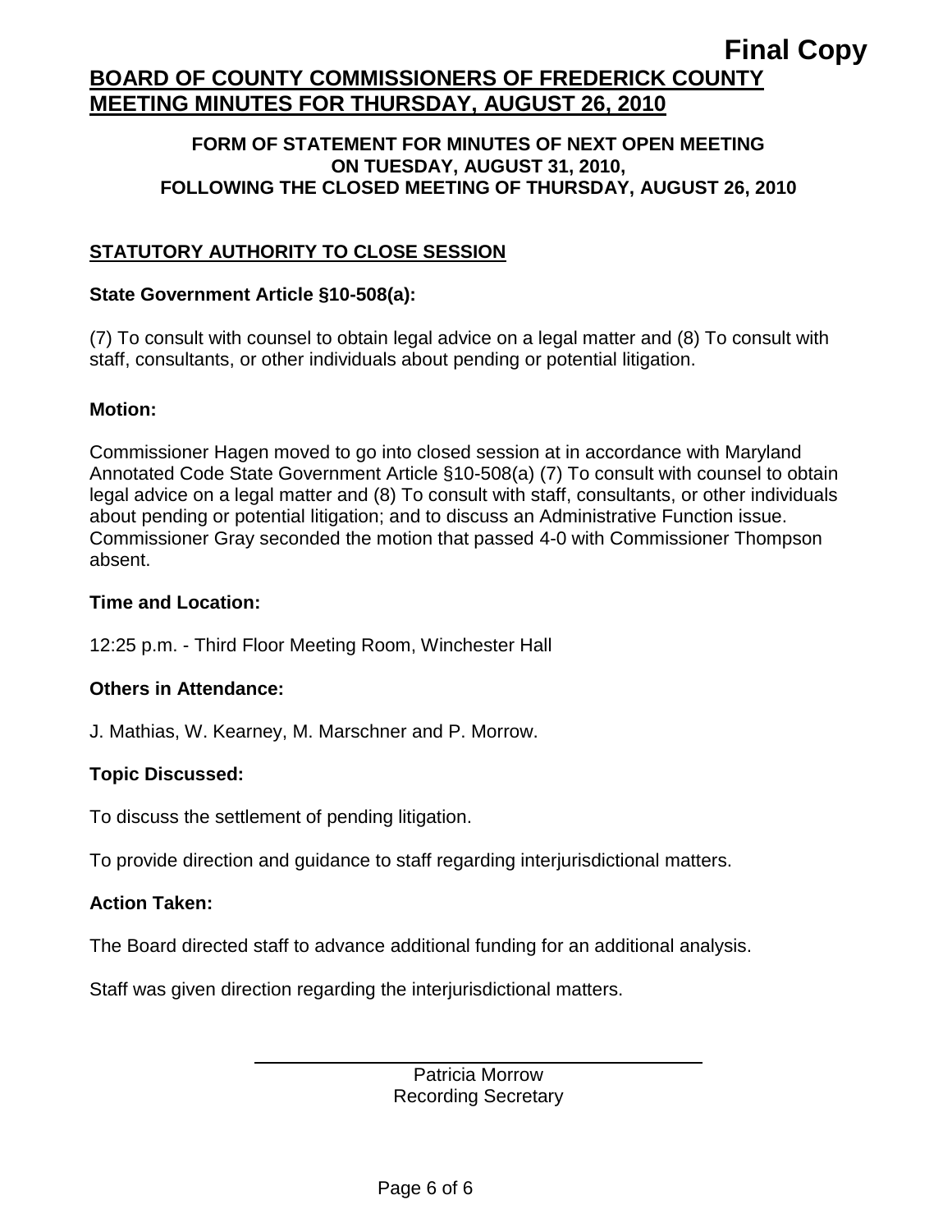**Final Copy**

# BOARD OF COUNTY COMMISSIONERS OF FREDERICK COUNTY MEETING MINUTES FOR THURSDAY, AUGUST 26, 2010

### FORM OF STATEMENT FOR MINUTES OF NEXT OPEN MEETING ON TUESDAY, AUGUST 31, 2010, FOLLOWING THE CLOSED MEETING OF THURSDAY, AUGUST 26, 2010

## STATUTORY AUTHORITY TO CLOSE SESSION

**State Government Article §10-508(a):**

(7) To consult with counsel to obtain legal advice on a legal matter and (8) To consult with staff, consultants, or other individuals about pending or potential litigation.

**Motion:**

Commissioner Hagen moved to go into closed session at in accordance with Maryland Annotated Code State Government Article §10-508(a) (7) To consult with counsel to obtain legal advice on a legal matter and (8) To consult with staff, consultants, or other individuals about pending or potential litigation; and to discuss an Administrative Function issue. Commissioner Gray seconded the motion that passed 4-0 with Commissioner Thompson absent.

**Time and Location:**

12:25 p.m. - Third Floor Meeting Room, Winchester Hall

**Others in Attendance:**

J. Mathias, W. Kearney, M. Marschner and P. Morrow.

**Topic Discussed:**

To discuss the settlement of pending litigation.

To provide direction and guidance to staff regarding interjurisdictional matters.

**Action Taken:**

The Board directed staff to advance additional funding for an additional analysis.

Staff was given direction regarding the interjurisdictional matters.

Patricia Morrow
Recording Secretary